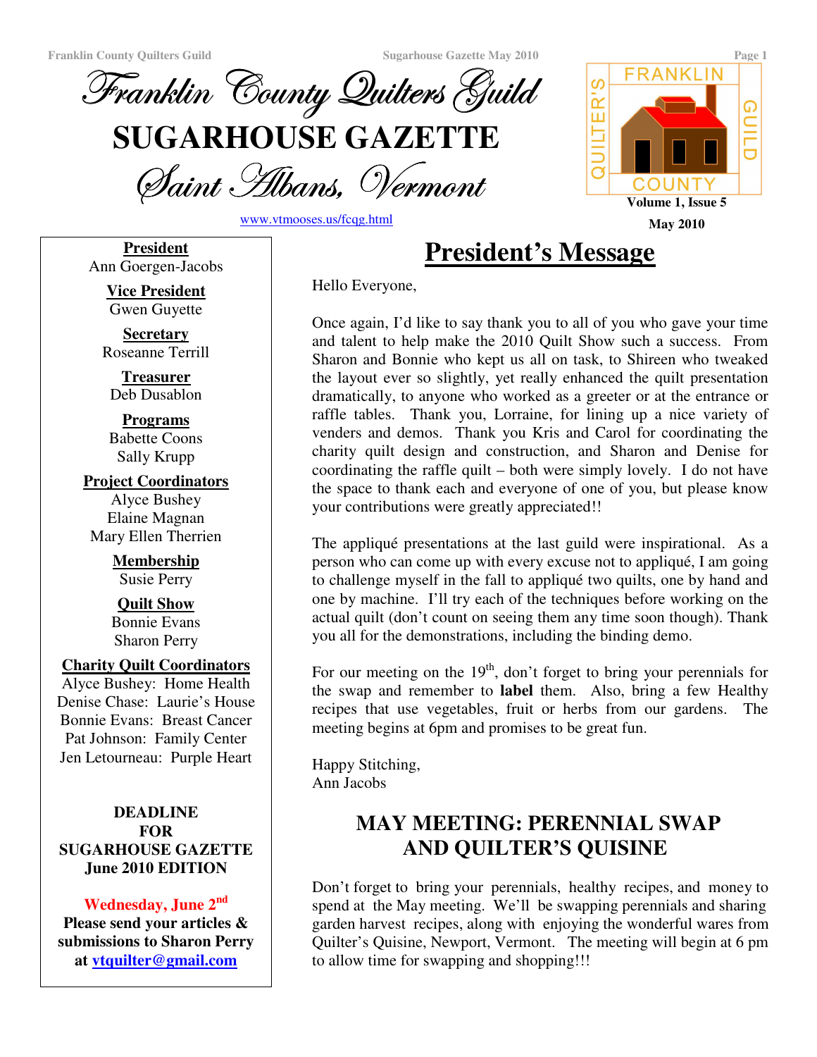# Franklin County Quilters Guild

# SUGARHOUSE GAZETTE

## Saint Albans, Vermont

www.vtmooses.us/fcqg.html

Volume 1, Issue 5

May 2010

**President**
Ann Goergen-Jacobs

**Vice President**
Gwen Guyette

**Secretary**
Roseanne Terrill

**Treasurer**
Deb Dusablon

**Programs**
Babette Coons
Sally Krupp

**Project Coordinators**
Alyce Bushey
Elaine Magnan
Mary Ellen Therrien

**Membership**
Susie Perry

**Quilt Show**
Bonnie Evans
Sharon Perry

**Charity Quilt Coordinators**
Alyce Bushey: Home Health
Denise Chase: Laurie's House
Bonnie Evans: Breast Cancer
Pat Johnson: Family Center
Jen Letourneau: Purple Heart

**DEADLINE FOR SUGARHOUSE GAZETTE June 2010 EDITION**

**Wednesday, June 2nd**
**Please send your articles & submissions to Sharon Perry at vtquilter@gmail.com**

## President's Message

Hello Everyone,

Once again, I'd like to say thank you to all of you who gave your time and talent to help make the 2010 Quilt Show such a success. From Sharon and Bonnie who kept us all on task, to Shireen who tweaked the layout ever so slightly, yet really enhanced the quilt presentation dramatically, to anyone who worked as a greeter or at the entrance or raffle tables. Thank you, Lorraine, for lining up a nice variety of venders and demos. Thank you Kris and Carol for coordinating the charity quilt design and construction, and Sharon and Denise for coordinating the raffle quilt – both were simply lovely. I do not have the space to thank each and everyone of one of you, but please know your contributions were greatly appreciated!!

The appliqué presentations at the last guild were inspirational. As a person who can come up with every excuse not to appliqué, I am going to challenge myself in the fall to appliqué two quilts, one by hand and one by machine. I'll try each of the techniques before working on the actual quilt (don't count on seeing them any time soon though). Thank you all for the demonstrations, including the binding demo.

For our meeting on the 19th, don't forget to bring your perennials for the swap and remember to **label** them. Also, bring a few Healthy recipes that use vegetables, fruit or herbs from our gardens. The meeting begins at 6pm and promises to be great fun.

Happy Stitching,
Ann Jacobs

## MAY MEETING: PERENNIAL SWAP AND QUILTER'S QUISINE

Don't forget to bring your perennials, healthy recipes, and money to spend at the May meeting. We'll be swapping perennials and sharing garden harvest recipes, along with enjoying the wonderful wares from Quilter's Quisine, Newport, Vermont. The meeting will begin at 6 pm to allow time for swapping and shopping!!!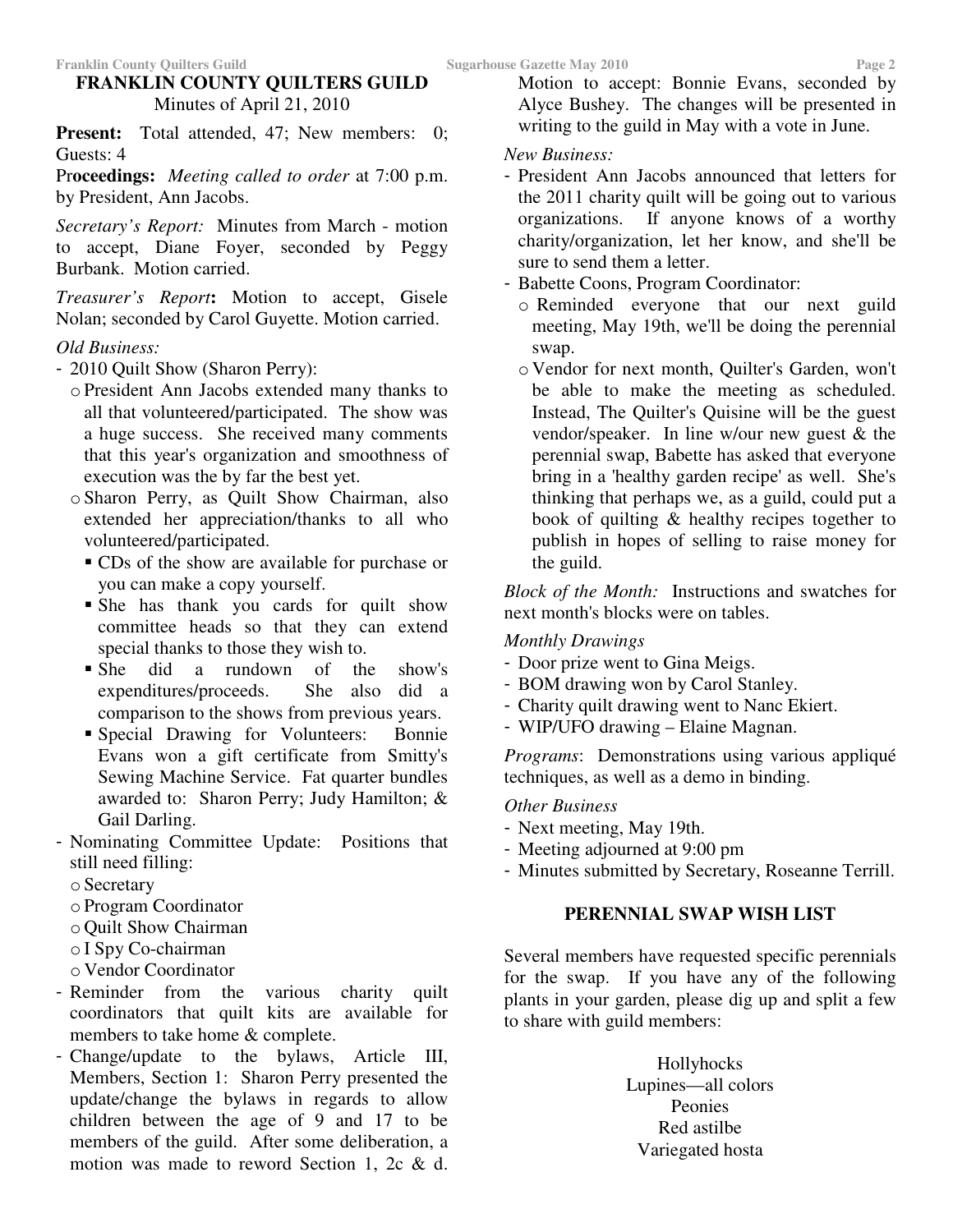## FRANKLIN COUNTY QUILTERS GUILD

Minutes of April 21, 2010

**Present:** Total attended, 47; New members: 0; Guests: 4

**Proceedings:** *Meeting called to order* at 7:00 p.m. by President, Ann Jacobs.

*Secretary's Report:* Minutes from March - motion to accept, Diane Foyer, seconded by Peggy Burbank. Motion carried.

*Treasurer's Report***:** Motion to accept, Gisele Nolan; seconded by Carol Guyette. Motion carried.

*Old Business:*

- 2010 Quilt Show (Sharon Perry):
  - President Ann Jacobs extended many thanks to all that volunteered/participated. The show was a huge success. She received many comments that this year's organization and smoothness of execution was the by far the best yet.
  - Sharon Perry, as Quilt Show Chairman, also extended her appreciation/thanks to all who volunteered/participated.
    - CDs of the show are available for purchase or you can make a copy yourself.
    - She has thank you cards for quilt show committee heads so that they can extend special thanks to those they wish to.
    - She did a rundown of the show's expenditures/proceeds. She also did a comparison to the shows from previous years.
    - Special Drawing for Volunteers: Bonnie Evans won a gift certificate from Smitty's Sewing Machine Service. Fat quarter bundles awarded to: Sharon Perry; Judy Hamilton; & Gail Darling.
- Nominating Committee Update: Positions that still need filling:
  - Secretary
  - Program Coordinator
  - Quilt Show Chairman
  - I Spy Co-chairman
  - Vendor Coordinator
- Reminder from the various charity quilt coordinators that quilt kits are available for members to take home & complete.
- Change/update to the bylaws, Article III, Members, Section 1: Sharon Perry presented the update/change the bylaws in regards to allow children between the age of 9 and 17 to be members of the guild. After some deliberation, a motion was made to reword Section 1, 2c & d. Motion to accept: Bonnie Evans, seconded by Alyce Bushey. The changes will be presented in writing to the guild in May with a vote in June.

*New Business:*

- President Ann Jacobs announced that letters for the 2011 charity quilt will be going out to various organizations. If anyone knows of a worthy charity/organization, let her know, and she'll be sure to send them a letter.
- Babette Coons, Program Coordinator:
  - Reminded everyone that our next guild meeting, May 19th, we'll be doing the perennial swap.
  - Vendor for next month, Quilter's Garden, won't be able to make the meeting as scheduled. Instead, The Quilter's Quisine will be the guest vendor/speaker. In line w/our new guest & the perennial swap, Babette has asked that everyone bring in a 'healthy garden recipe' as well. She's thinking that perhaps we, as a guild, could put a book of quilting & healthy recipes together to publish in hopes of selling to raise money for the guild.

*Block of the Month:* Instructions and swatches for next month's blocks were on tables.

*Monthly Drawings*

- Door prize went to Gina Meigs.
- BOM drawing won by Carol Stanley.
- Charity quilt drawing went to Nanc Ekiert.
- WIP/UFO drawing – Elaine Magnan.

*Programs*: Demonstrations using various appliqué techniques, as well as a demo in binding.

*Other Business*

- Next meeting, May 19th.
- Meeting adjourned at 9:00 pm
- Minutes submitted by Secretary, Roseanne Terrill.

## PERENNIAL SWAP WISH LIST

Several members have requested specific perennials for the swap. If you have any of the following plants in your garden, please dig up and split a few to share with guild members:

Hollyhocks
Lupines—all colors
Peonies
Red astilbe
Variegated hosta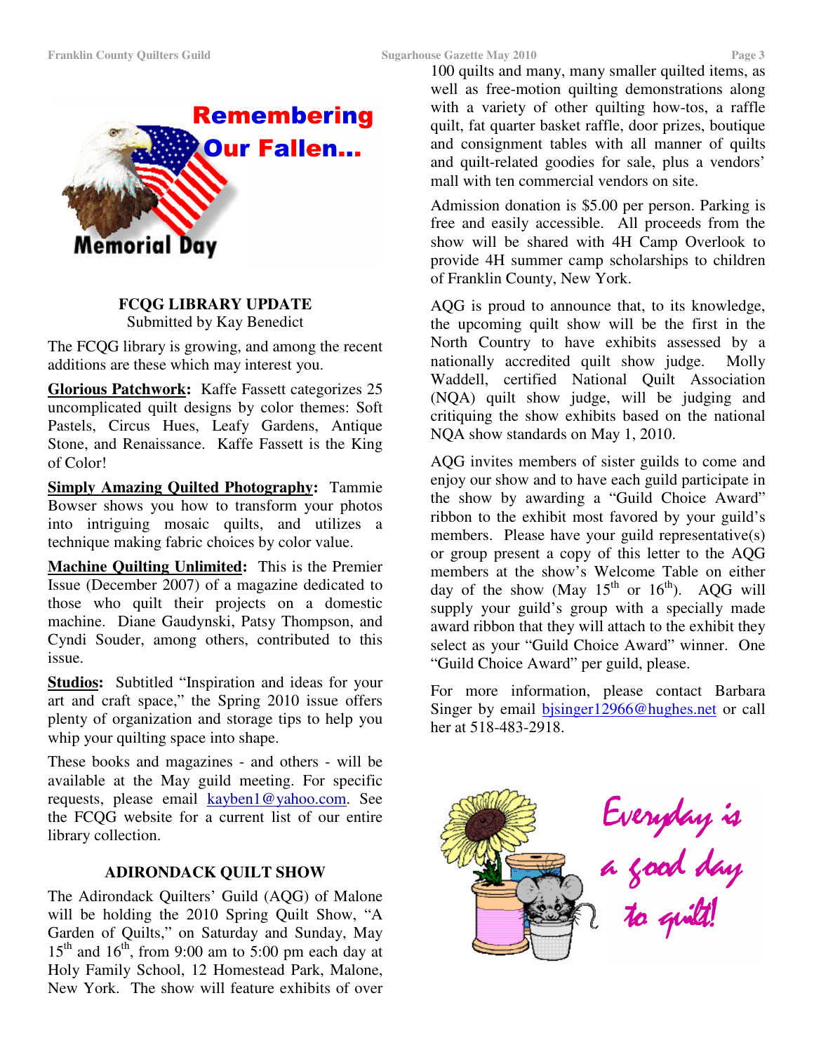Remembering Our Fallen...

Memorial Day

### FCQG LIBRARY UPDATE

Submitted by Kay Benedict

The FCQG library is growing, and among the recent additions are these which may interest you.

**Glorious Patchwork:** Kaffe Fassett categorizes 25 uncomplicated quilt designs by color themes: Soft Pastels, Circus Hues, Leafy Gardens, Antique Stone, and Renaissance. Kaffe Fassett is the King of Color!

**Simply Amazing Quilted Photography:** Tammie Bowser shows you how to transform your photos into intriguing mosaic quilts, and utilizes a technique making fabric choices by color value.

**Machine Quilting Unlimited:** This is the Premier Issue (December 2007) of a magazine dedicated to those who quilt their projects on a domestic machine. Diane Gaudynski, Patsy Thompson, and Cyndi Souder, among others, contributed to this issue.

**Studios:** Subtitled "Inspiration and ideas for your art and craft space," the Spring 2010 issue offers plenty of organization and storage tips to help you whip your quilting space into shape.

These books and magazines - and others - will be available at the May guild meeting. For specific requests, please email kayben1@yahoo.com. See the FCQG website for a current list of our entire library collection.

### ADIRONDACK QUILT SHOW

The Adirondack Quilters' Guild (AQG) of Malone will be holding the 2010 Spring Quilt Show, "A Garden of Quilts," on Saturday and Sunday, May 15th and 16th, from 9:00 am to 5:00 pm each day at Holy Family School, 12 Homestead Park, Malone, New York. The show will feature exhibits of over 100 quilts and many, many smaller quilted items, as well as free-motion quilting demonstrations along with a variety of other quilting how-tos, a raffle quilt, fat quarter basket raffle, door prizes, boutique and consignment tables with all manner of quilts and quilt-related goodies for sale, plus a vendors' mall with ten commercial vendors on site.

Admission donation is $5.00 per person. Parking is free and easily accessible. All proceeds from the show will be shared with 4H Camp Overlook to provide 4H summer camp scholarships to children of Franklin County, New York.

AQG is proud to announce that, to its knowledge, the upcoming quilt show will be the first in the North Country to have exhibits assessed by a nationally accredited quilt show judge. Molly Waddell, certified National Quilt Association (NQA) quilt show judge, will be judging and critiquing the show exhibits based on the national NQA show standards on May 1, 2010.

AQG invites members of sister guilds to come and enjoy our show and to have each guild participate in the show by awarding a "Guild Choice Award" ribbon to the exhibit most favored by your guild's members. Please have your guild representative(s) or group present a copy of this letter to the AQG members at the show's Welcome Table on either day of the show (May 15th or 16th). AQG will supply your guild's group with a specially made award ribbon that they will attach to the exhibit they select as your "Guild Choice Award" winner. One "Guild Choice Award" per guild, please.

For more information, please contact Barbara Singer by email bjsinger12966@hughes.net or call her at 518-483-2918.

Everyday is a good day to quilt!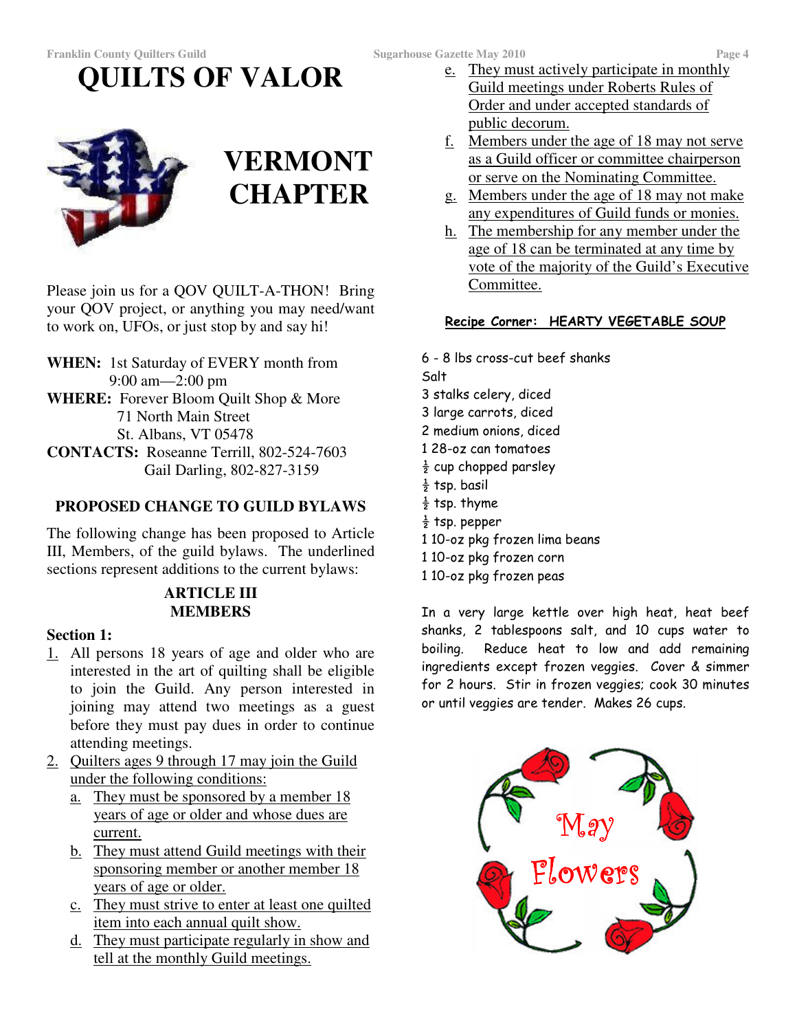# QUILTS OF VALOR

## VERMONT CHAPTER

Please join us for a QOV QUILT-A-THON! Bring your QOV project, or anything you may need/want to work on, UFOs, or just stop by and say hi!

**WHEN:** 1st Saturday of EVERY month from 9:00 am—2:00 pm

**WHERE:** Forever Bloom Quilt Shop & More
71 North Main Street
St. Albans, VT 05478

**CONTACTS:** Roseanne Terrill, 802-524-7603
Gail Darling, 802-827-3159

### PROPOSED CHANGE TO GUILD BYLAWS

The following change has been proposed to Article III, Members, of the guild bylaws. The underlined sections represent additions to the current bylaws:

**ARTICLE III**
**MEMBERS**

**Section 1:**

1. All persons 18 years of age and older who are interested in the art of quilting shall be eligible to join the Guild. Any person interested in joining may attend two meetings as a guest before they must pay dues in order to continue attending meetings.
2. <u>Quilters ages 9 through 17 may join the Guild under the following conditions:</u>
   a. <u>They must be sponsored by a member 18 years of age or older and whose dues are current.</u>
   b. <u>They must attend Guild meetings with their sponsoring member or another member 18 years of age or older.</u>
   c. <u>They must strive to enter at least one quilted item into each annual quilt show.</u>
   d. <u>They must participate regularly in show and tell at the monthly Guild meetings.</u>
   e. <u>They must actively participate in monthly Guild meetings under Roberts Rules of Order and under accepted standards of public decorum.</u>
   f. <u>Members under the age of 18 may not serve as a Guild officer or committee chairperson or serve on the Nominating Committee.</u>
   g. <u>Members under the age of 18 may not make any expenditures of Guild funds or monies.</u>
   h. <u>The membership for any member under the age of 18 can be terminated at any time by vote of the majority of the Guild's Executive Committee.</u>

### Recipe Corner: HEARTY VEGETABLE SOUP

6 - 8 lbs cross-cut beef shanks
Salt
3 stalks celery, diced
3 large carrots, diced
2 medium onions, diced
1 28-oz can tomatoes
½ cup chopped parsley
½ tsp. basil
½ tsp. thyme
½ tsp. pepper
1 10-oz pkg frozen lima beans
1 10-oz pkg frozen corn
1 10-oz pkg frozen peas

In a very large kettle over high heat, heat beef shanks, 2 tablespoons salt, and 10 cups water to boiling. Reduce heat to low and add remaining ingredients except frozen veggies. Cover & simmer for 2 hours. Stir in frozen veggies; cook 30 minutes or until veggies are tender. Makes 26 cups.

May Flowers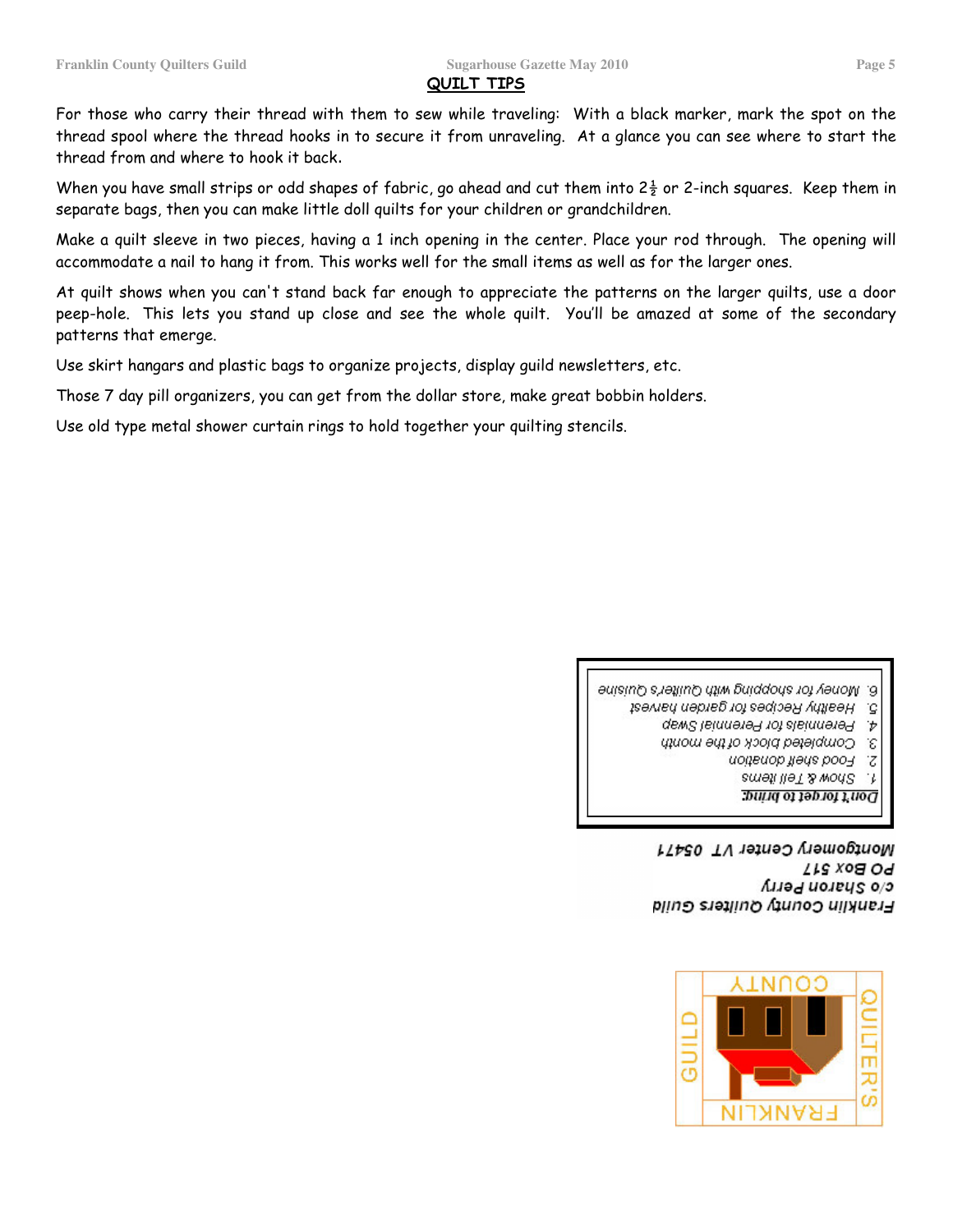## QUILT TIPS

For those who carry their thread with them to sew while traveling: With a black marker, mark the spot on the thread spool where the thread hooks in to secure it from unraveling. At a glance you can see where to start the thread from and where to hook it back.

When you have small strips or odd shapes of fabric, go ahead and cut them into 2½ or 2-inch squares. Keep them in separate bags, then you can make little doll quilts for your children or grandchildren.

Make a quilt sleeve in two pieces, having a 1 inch opening in the center. Place your rod through. The opening will accommodate a nail to hang it from. This works well for the small items as well as for the larger ones.

At quilt shows when you can't stand back far enough to appreciate the patterns on the larger quilts, use a door peep-hole. This lets you stand up close and see the whole quilt. You'll be amazed at some of the secondary patterns that emerge.

Use skirt hangars and plastic bags to organize projects, display guild newsletters, etc.

Those 7 day pill organizers, you can get from the dollar store, make great bobbin holders.

Use old type metal shower curtain rings to hold together your quilting stencils.

***Don't forget to bring:***

1. Show & Tell items
2. Food shelf donation
3. Completed block of the month
4. Perennials for Perennial Swap
5. Healthy Recipes for garden harvest
6. Money for shopping with Quilter's Quisine

Franklin County Quilters Guild
c/o Sharon Perry
PO Box 517
Montgomery Center VT 05471

FRANKLIN COUNTY QUILTER'S GUILD